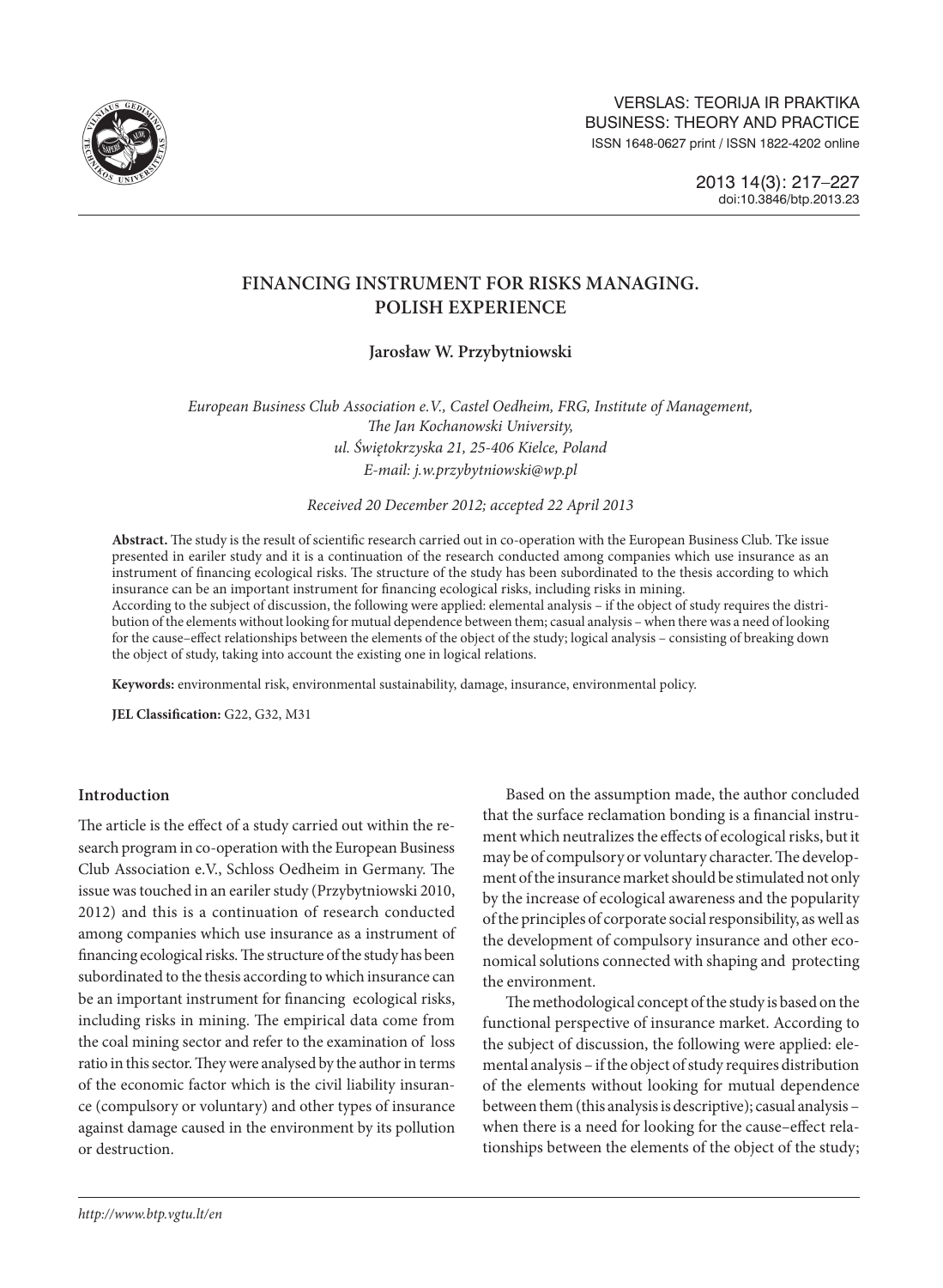# FINANCING INSTRUMENT FOR RISKS MANAGING. POLISH EXPERIENCE

**Jarosław W. Przybytniowski**

*European Business Club Association e.V., Castel Oedheim, FRG, Institute of Management, The Jan Kochanowski University, ul. Świętokrzyska 21, 25-406 Kielce, Poland*
*E-mail: j.w.przybytniowski@wp.pl*

*Received 20 December 2012; accepted 22 April 2013*

**Abstract.** The study is the result of scientific research carried out in co-operation with the European Business Club. Tke issue presented in eariler study and it is a continuation of the research conducted among companies which use insurance as an instrument of financing ecological risks. The structure of the study has been subordinated to the thesis according to which insurance can be an important instrument for financing ecological risks, including risks in mining.
According to the subject of discussion, the following were applied: elemental analysis – if the object of study requires the distribution of the elements without looking for mutual dependence between them; casual analysis – when there was a need of looking for the cause–effect relationships between the elements of the object of the study; logical analysis – consisting of breaking down the object of study, taking into account the existing one in logical relations.

**Keywords:** environmental risk, environmental sustainability, damage, insurance, environmental policy.

**JEL Classification:** G22, G32, M31

## Introduction

The article is the effect of a study carried out within the research program in co-operation with the European Business Club Association e.V., Schloss Oedheim in Germany. The issue was touched in an eariler study (Przybytniowski 2010, 2012) and this is a continuation of research conducted among companies which use insurance as a instrument of financing ecological risks. The structure of the study has been subordinated to the thesis according to which insurance can be an important instrument for financing ecological risks, including risks in mining. The empirical data come from the coal mining sector and refer to the examination of loss ratio in this sector. They were analysed by the author in terms of the economic factor which is the civil liability insurance (compulsory or voluntary) and other types of insurance against damage caused in the environment by its pollution or destruction.

Based on the assumption made, the author concluded that the surface reclamation bonding is a financial instrument which neutralizes the effects of ecological risks, but it may be of compulsory or voluntary character. The development of the insurance market should be stimulated not only by the increase of ecological awareness and the popularity of the principles of corporate social responsibility, as well as the development of compulsory insurance and other economical solutions connected with shaping and protecting the environment.

The methodological concept of the study is based on the functional perspective of insurance market. According to the subject of discussion, the following were applied: elemental analysis – if the object of study requires distribution of the elements without looking for mutual dependence between them (this analysis is descriptive); casual analysis – when there is a need for looking for the cause–effect relationships between the elements of the object of the study;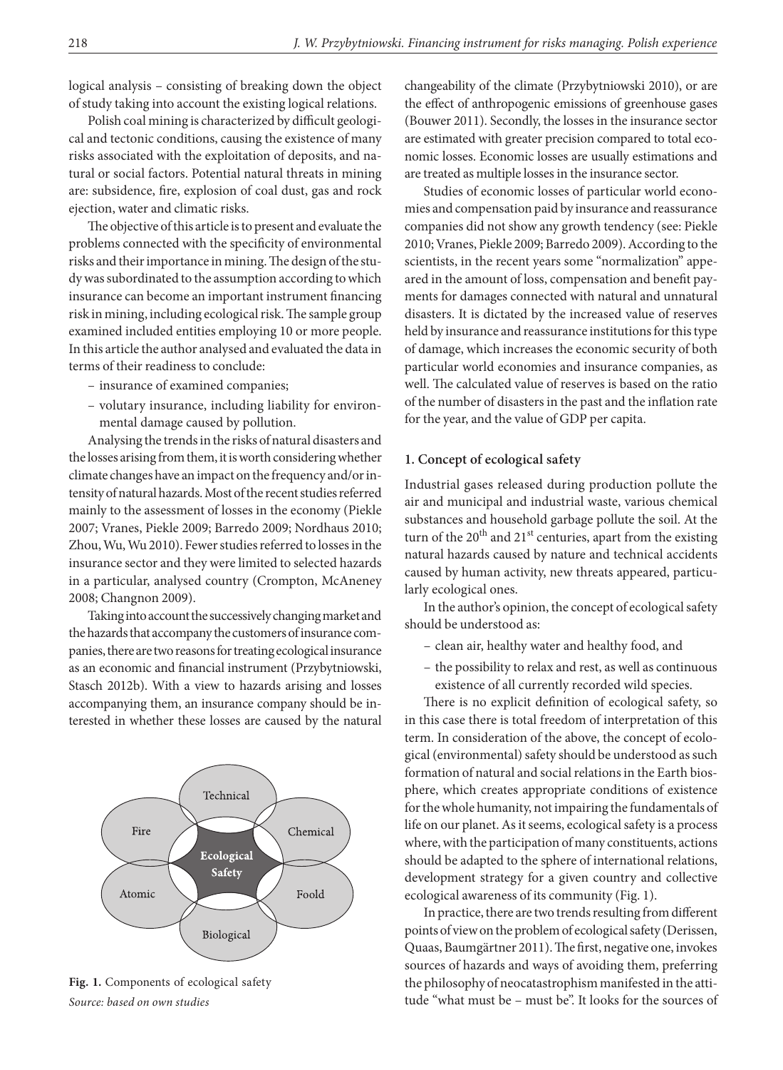logical analysis – consisting of breaking down the object of study taking into account the existing logical relations.

Polish coal mining is characterized by difficult geological and tectonic conditions, causing the existence of many risks associated with the exploitation of deposits, and natural or social factors. Potential natural threats in mining are: subsidence, fire, explosion of coal dust, gas and rock ejection, water and climatic risks.

The objective of this article is to present and evaluate the problems connected with the specificity of environmental risks and their importance in mining. The design of the study was subordinated to the assumption according to which insurance can become an important instrument financing risk in mining, including ecological risk. The sample group examined included entities employing 10 or more people. In this article the author analysed and evaluated the data in terms of their readiness to conclude:

- insurance of examined companies;
- volutary insurance, including liability for environmental damage caused by pollution.

Analysing the trends in the risks of natural disasters and the losses arising from them, it is worth considering whether climate changes have an impact on the frequency and/or intensity of natural hazards. Most of the recent studies referred mainly to the assessment of losses in the economy (Piekle 2007; Vranes, Piekle 2009; Barredo 2009; Nordhaus 2010; Zhou, Wu, Wu 2010). Fewer studies referred to losses in the insurance sector and they were limited to selected hazards in a particular, analysed country (Crompton, McAneney 2008; Changnon 2009).

Taking into account the successively changing market and the hazards that accompany the customers of insurance companies, there are two reasons for treating ecological insurance as an economic and financial instrument (Przybytniowski, Stasch 2012b). With a view to hazards arising and losses accompanying them, an insurance company should be interested in whether these losses are caused by the natural changeability of the climate (Przybytniowski 2010), or are the effect of anthropogenic emissions of greenhouse gases (Bouwer 2011). Secondly, the losses in the insurance sector are estimated with greater precision compared to total economic losses. Economic losses are usually estimations and are treated as multiple losses in the insurance sector.

Studies of economic losses of particular world economies and compensation paid by insurance and reassurance companies did not show any growth tendency (see: Piekle 2010; Vranes, Piekle 2009; Barredo 2009). According to the scientists, in the recent years some "normalization" appeared in the amount of loss, compensation and benefit payments for damages connected with natural and unnatural disasters. It is dictated by the increased value of reserves held by insurance and reassurance institutions for this type of damage, which increases the economic security of both particular world economies and insurance companies, as well. The calculated value of reserves is based on the ratio of the number of disasters in the past and the inflation rate for the year, and the value of GDP per capita.

Fig. 1. Components of ecological safety
*Source: based on own studies*

## 1. Concept of ecological safety

Industrial gases released during production pollute the air and municipal and industrial waste, various chemical substances and household garbage pollute the soil. At the turn of the 20th and 21st centuries, apart from the existing natural hazards caused by nature and technical accidents caused by human activity, new threats appeared, particularly ecological ones.

In the author's opinion, the concept of ecological safety should be understood as:

- clean air, healthy water and healthy food, and
- the possibility to relax and rest, as well as continuous existence of all currently recorded wild species.

There is no explicit definition of ecological safety, so in this case there is total freedom of interpretation of this term. In consideration of the above, the concept of ecological (environmental) safety should be understood as such formation of natural and social relations in the Earth biosphere, which creates appropriate conditions of existence for the whole humanity, not impairing the fundamentals of life on our planet. As it seems, ecological safety is a process where, with the participation of many constituents, actions should be adapted to the sphere of international relations, development strategy for a given country and collective ecological awareness of its community (Fig. 1).

In practice, there are two trends resulting from different points of view on the problem of ecological safety (Derissen, Quaas, Baumgärtner 2011). The first, negative one, invokes sources of hazards and ways of avoiding them, preferring the philosophy of neocatastrophism manifested in the attitude "what must be – must be". It looks for the sources of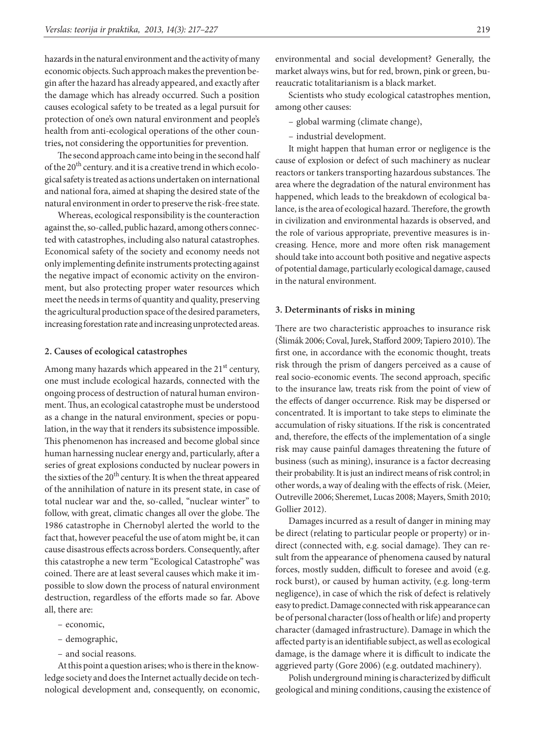hazards in the natural environment and the activity of many economic objects. Such approach makes the prevention begin after the hazard has already appeared, and exactly after the damage which has already occurred. Such a position causes ecological safety to be treated as a legal pursuit for protection of one's own natural environment and people's health from anti-ecological operations of the other countries**,** not considering the opportunities for prevention.

The second approach came into being in the second half of the 20th century. and it is a creative trend in which ecological safety is treated as actions undertaken on international and national fora, aimed at shaping the desired state of the natural environment in order to preserve the risk-free state.

Whereas, ecological responsibility is the counteraction against the, so-called, public hazard, among others connected with catastrophes, including also natural catastrophes. Economical safety of the society and economy needs not only implementing definite instruments protecting against the negative impact of economic activity on the environment, but also protecting proper water resources which meet the needs in terms of quantity and quality, preserving the agricultural production space of the desired parameters, increasing forestation rate and increasing unprotected areas.

## 2. Causes of ecological catastrophes

Among many hazards which appeared in the 21st century, one must include ecological hazards, connected with the ongoing process of destruction of natural human environment. Thus, an ecological catastrophe must be understood as a change in the natural environment, species or population, in the way that it renders its subsistence impossible. This phenomenon has increased and become global since human harnessing nuclear energy and, particularly, after a series of great explosions conducted by nuclear powers in the sixties of the 20th century. It is when the threat appeared of the annihilation of nature in its present state, in case of total nuclear war and the, so-called, "nuclear winter" to follow, with great, climatic changes all over the globe. The 1986 catastrophe in Chernobyl alerted the world to the fact that, however peaceful the use of atom might be, it can cause disastrous effects across borders. Consequently, after this catastrophe a new term "Ecological Catastrophe" was coined. There are at least several causes which make it impossible to slow down the process of natural environment destruction, regardless of the efforts made so far. Above all, there are:

- economic,
- demographic,
- and social reasons.

At this point a question arises; who is there in the knowledge society and does the Internet actually decide on technological development and, consequently, on economic, environmental and social development? Generally, the market always wins, but for red, brown, pink or green, bureaucratic totalitarianism is a black market.

Scientists who study ecological catastrophes mention, among other causes:

- global warming (climate change),
- industrial development.

It might happen that human error or negligence is the cause of explosion or defect of such machinery as nuclear reactors or tankers transporting hazardous substances. The area where the degradation of the natural environment has happened, which leads to the breakdown of ecological balance, is the area of ecological hazard. Therefore, the growth in civilization and environmental hazards is observed, and the role of various appropriate, preventive measures is increasing. Hence, more and more often risk management should take into account both positive and negative aspects of potential damage, particularly ecological damage, caused in the natural environment.

## 3. Determinants of risks in mining

There are two characteristic approaches to insurance risk (Šlimák 2006; Coval, Jurek, Stafford 2009; Tapiero 2010). The first one, in accordance with the economic thought, treats risk through the prism of dangers perceived as a cause of real socio-economic events. The second approach, specific to the insurance law, treats risk from the point of view of the effects of danger occurrence. Risk may be dispersed or concentrated. It is important to take steps to eliminate the accumulation of risky situations. If the risk is concentrated and, therefore, the effects of the implementation of a single risk may cause painful damages threatening the future of business (such as mining), insurance is a factor decreasing their probability. It is just an indirect means of risk control; in other words, a way of dealing with the effects of risk. (Meier, Outreville 2006; Sheremet, Lucas 2008; Mayers, Smith 2010; Gollier 2012).

Damages incurred as a result of danger in mining may be direct (relating to particular people or property) or indirect (connected with, e.g. social damage). They can result from the appearance of phenomena caused by natural forces, mostly sudden, difficult to foresee and avoid (e.g. rock burst), or caused by human activity, (e.g. long-term negligence), in case of which the risk of defect is relatively easy to predict. Damage connected with risk appearance can be of personal character (loss of health or life) and property character (damaged infrastructure). Damage in which the affected party is an identifiable subject, as well as ecological damage, is the damage where it is difficult to indicate the aggrieved party (Gore 2006) (e.g. outdated machinery).

Polish underground mining is characterized by difficult geological and mining conditions, causing the existence of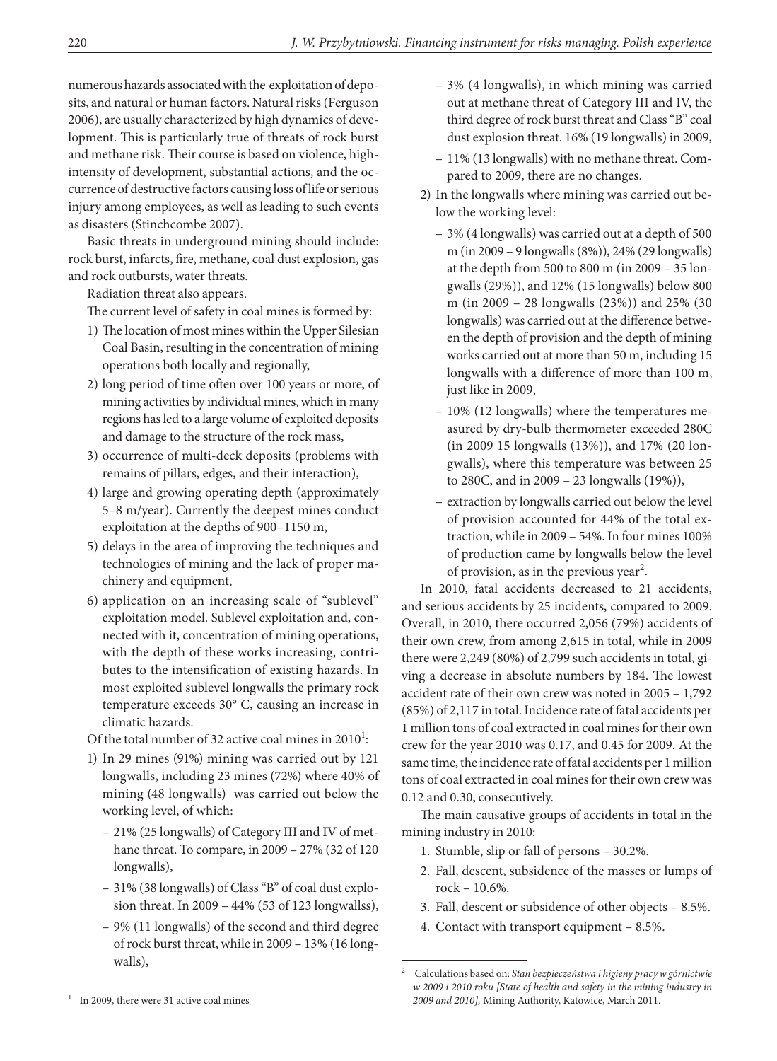numerous hazards associated with the exploitation of deposits, and natural or human factors. Natural risks (Ferguson 2006), are usually characterized by high dynamics of development. This is particularly true of threats of rock burst and methane risk. Their course is based on violence, high-intensity of development, substantial actions, and the occurrence of destructive factors causing loss of life or serious injury among employees, as well as leading to such events as disasters (Stinchcombe 2007).

Basic threats in underground mining should include: rock burst, infarcts, fire, methane, coal dust explosion, gas and rock outbursts, water threats.

Radiation threat also appears.

The current level of safety in coal mines is formed by:

1) The location of most mines within the Upper Silesian Coal Basin, resulting in the concentration of mining operations both locally and regionally,
2) long period of time often over 100 years or more, of mining activities by individual mines, which in many regions has led to a large volume of exploited deposits and damage to the structure of the rock mass,
3) occurrence of multi-deck deposits (problems with remains of pillars, edges, and their interaction),
4) large and growing operating depth (approximately 5–8 m/year). Currently the deepest mines conduct exploitation at the depths of 900–1150 m,
5) delays in the area of improving the techniques and technologies of mining and the lack of proper machinery and equipment,
6) application on an increasing scale of "sublevel" exploitation model. Sublevel exploitation and, connected with it, concentration of mining operations, with the depth of these works increasing, contributes to the intensification of existing hazards. In most exploited sublevel longwalls the primary rock temperature exceeds 30° C, causing an increase in climatic hazards.

Of the total number of 32 active coal mines in 2010[1]:

1) In 29 mines (91%) mining was carried out by 121 longwalls, including 23 mines (72%) where 40% of mining (48 longwalls) was carried out below the working level, of which:
   - 21% (25 longwalls) of Category III and IV of methane threat. To compare, in 2009 – 27% (32 of 120 longwalls),
   - 31% (38 longwalls) of Class "B" of coal dust explosion threat. In 2009 – 44% (53 of 123 longwallss),
   - 9% (11 longwalls) of the second and third degree of rock burst threat, while in 2009 – 13% (16 longwalls),
   - 3% (4 longwalls), in which mining was carried out at methane threat of Category III and IV, the third degree of rock burst threat and Class "B" coal dust explosion threat. 16% (19 longwalls) in 2009,
   - 11% (13 longwalls) with no methane threat. Compared to 2009, there are no changes.
2) In the longwalls where mining was carried out below the working level:
   - 3% (4 longwalls) was carried out at a depth of 500 m (in 2009 – 9 longwalls (8%)), 24% (29 longwalls) at the depth from 500 to 800 m (in 2009 – 35 longwalls (29%)), and 12% (15 longwalls) below 800 m (in 2009 – 28 longwalls (23%)) and 25% (30 longwalls) was carried out at the difference between the depth of provision and the depth of mining works carried out at more than 50 m, including 15 longwalls with a difference of more than 100 m, just like in 2009,
   - 10% (12 longwalls) where the temperatures measured by dry-bulb thermometer exceeded 280C (in 2009 15 longwalls (13%)), and 17% (20 longwalls), where this temperature was between 25 to 280C, and in 2009 – 23 longwalls (19%)),
   - extraction by longwalls carried out below the level of provision accounted for 44% of the total extraction, while in 2009 – 54%. In four mines 100% of production came by longwalls below the level of provision, as in the previous year[2].

In 2010, fatal accidents decreased to 21 accidents, and serious accidents by 25 incidents, compared to 2009. Overall, in 2010, there occurred 2,056 (79%) accidents of their own crew, from among 2,615 in total, while in 2009 there were 2,249 (80%) of 2,799 such accidents in total, giving a decrease in absolute numbers by 184. The lowest accident rate of their own crew was noted in 2005 – 1,792 (85%) of 2,117 in total. Incidence rate of fatal accidents per 1 million tons of coal extracted in coal mines for their own crew for the year 2010 was 0.17, and 0.45 for 2009. At the same time, the incidence rate of fatal accidents per 1 million tons of coal extracted in coal mines for their own crew was 0.12 and 0.30, consecutively.

The main causative groups of accidents in total in the mining industry in 2010:

1. Stumble, slip or fall of persons – 30.2%.
2. Fall, descent, subsidence of the masses or lumps of rock – 10.6%.
3. Fall, descent or subsidence of other objects – 8.5%.
4. Contact with transport equipment – 8.5%.

[1] In 2009, there were 31 active coal mines

[2] Calculations based on: *Stan bezpieczeństwa i higieny pracy w górnictwie w 2009 i 2010 roku [State of health and safety in the mining industry in 2009 and 2010],* Mining Authority, Katowice, March 2011.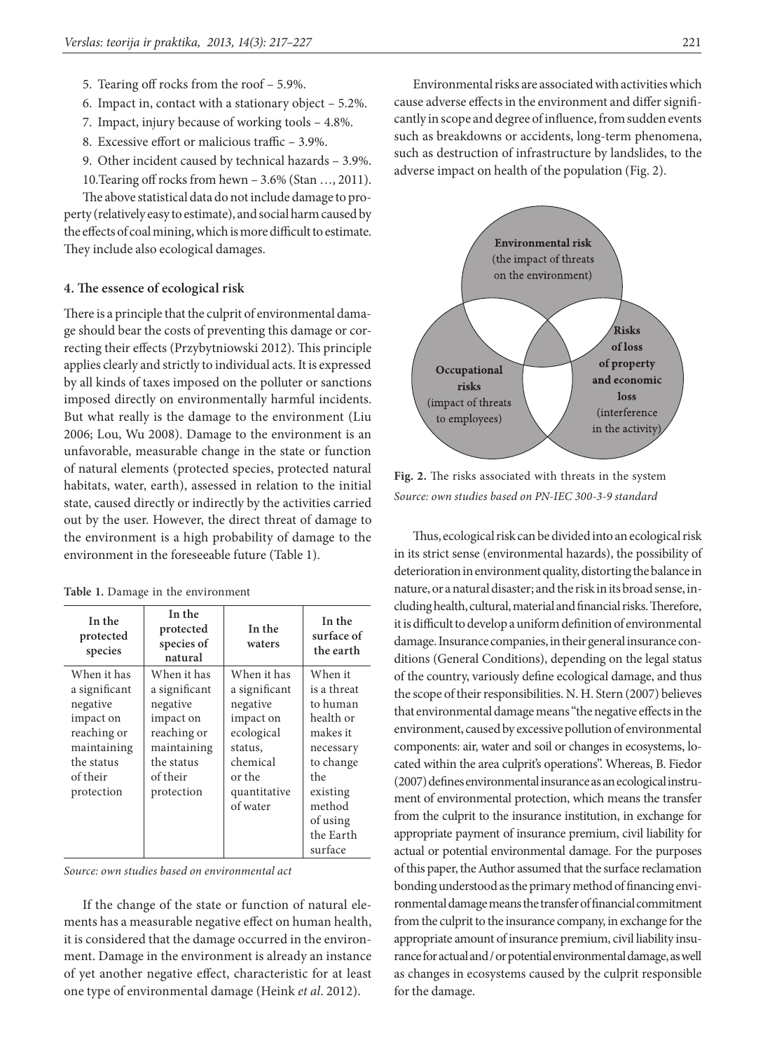5. Tearing off rocks from the roof – 5.9%.
6. Impact in, contact with a stationary object – 5.2%.
7. Impact, injury because of working tools – 4.8%.
8. Excessive effort or malicious traffic – 3.9%.
9. Other incident caused by technical hazards – 3.9%.
10. Tearing off rocks from hewn – 3.6% (Stan …, 2011).

The above statistical data do not include damage to property (relatively easy to estimate), and social harm caused by the effects of coal mining, which is more difficult to estimate. They include also ecological damages.

#### 4. The essence of ecological risk

There is a principle that the culprit of environmental damage should bear the costs of preventing this damage or correcting their effects (Przybytniowski 2012). This principle applies clearly and strictly to individual acts. It is expressed by all kinds of taxes imposed on the polluter or sanctions imposed directly on environmentally harmful incidents. But what really is the damage to the environment (Liu 2006; Lou, Wu 2008). Damage to the environment is an unfavorable, measurable change in the state or function of natural elements (protected species, protected natural habitats, water, earth), assessed in relation to the initial state, caused directly or indirectly by the activities carried out by the user. However, the direct threat of damage to the environment is a high probability of damage to the environment in the foreseeable future (Table 1).

**Table 1.** Damage in the environment

| In the protected species | In the protected species of natural | In the waters | In the surface of the earth |
|---|---|---|---|
| When it has a significant negative impact on reaching or maintaining the status of their protection | When it has a significant negative impact on reaching or maintaining the status of their protection | When it has a significant negative impact on ecological status, chemical or the quantitative of water | When it is a threat to human health or makes it necessary to change the existing method of using the Earth surface |

*Source: own studies based on environmental act*

If the change of the state or function of natural elements has a measurable negative effect on human health, it is considered that the damage occurred in the environment. Damage in the environment is already an instance of yet another negative effect, characteristic for at least one type of environmental damage (Heink *et al*. 2012).

Environmental risks are associated with activities which cause adverse effects in the environment and differ significantly in scope and degree of influence, from sudden events such as breakdowns or accidents, long-term phenomena, such as destruction of infrastructure by landslides, to the adverse impact on health of the population (Fig. 2).

**Environmental risk** (the impact of threats on the environment)

**Occupational risks** (impact of threats to employees)

**Risks of loss of property and economic loss** (interference in the activity)

**Fig. 2.** The risks associated with threats in the system
*Source: own studies based on PN-IEC 300-3-9 standard*

Thus, ecological risk can be divided into an ecological risk in its strict sense (environmental hazards), the possibility of deterioration in environment quality, distorting the balance in nature, or a natural disaster; and the risk in its broad sense, including health, cultural, material and financial risks. Therefore, it is difficult to develop a uniform definition of environmental damage. Insurance companies, in their general insurance conditions (General Conditions), depending on the legal status of the country, variously define ecological damage, and thus the scope of their responsibilities. N. H. Stern (2007) believes that environmental damage means "the negative effects in the environment, caused by excessive pollution of environmental components: air, water and soil or changes in ecosystems, located within the area culprit's operations". Whereas, B. Fiedor (2007) defines environmental insurance as an ecological instrument of environmental protection, which means the transfer from the culprit to the insurance institution, in exchange for appropriate payment of insurance premium, civil liability for actual or potential environmental damage. For the purposes of this paper, the Author assumed that the surface reclamation bonding understood as the primary method of financing environmental damage means the transfer of financial commitment from the culprit to the insurance company, in exchange for the appropriate amount of insurance premium, civil liability insurance for actual and / or potential environmental damage, as well as changes in ecosystems caused by the culprit responsible for the damage.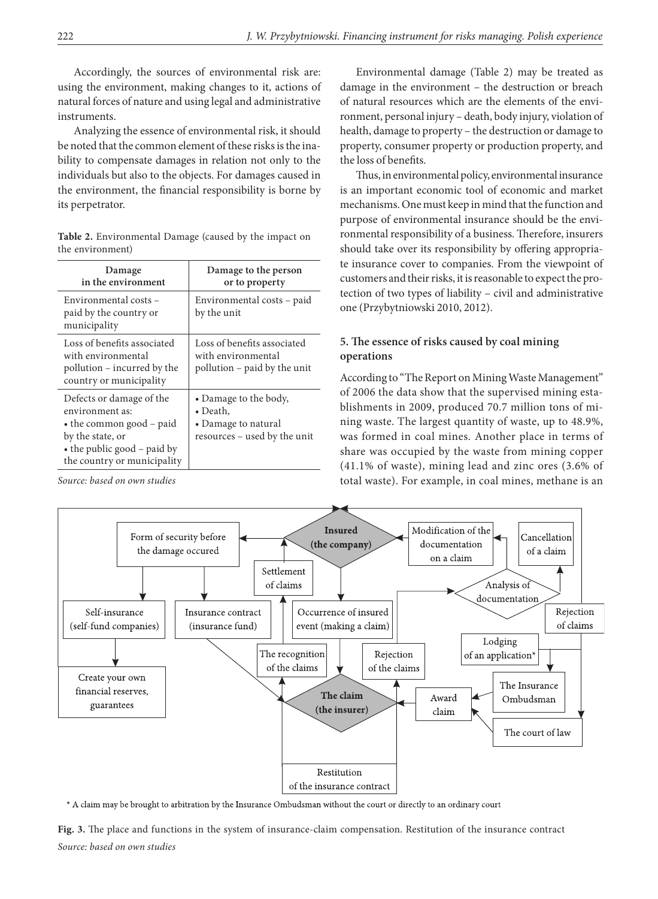Accordingly, the sources of environmental risk are: using the environment, making changes to it, actions of natural forces of nature and using legal and administrative instruments.

Analyzing the essence of environmental risk, it should be noted that the common element of these risks is the inability to compensate damages in relation not only to the individuals but also to the objects. For damages caused in the environment, the financial responsibility is borne by its perpetrator.

**Table 2.** Environmental Damage (caused by the impact on the environment)

| Damage in the environment | Damage to the person or to property |
|---|---|
| Environmental costs – paid by the country or municipality | Environmental costs – paid by the unit |
| Loss of benefits associated with environmental pollution – incurred by the country or municipality | Loss of benefits associated with environmental pollution – paid by the unit |
| Defects or damage of the environment as: • the common good – paid by the state, or • the public good – paid by the country or municipality | • Damage to the body, • Death, • Damage to natural resources – used by the unit |

*Source: based on own studies*

Environmental damage (Table 2) may be treated as damage in the environment – the destruction or breach of natural resources which are the elements of the environment, personal injury – death, body injury, violation of health, damage to property – the destruction or damage to property, consumer property or production property, and the loss of benefits.

Thus, in environmental policy, environmental insurance is an important economic tool of economic and market mechanisms. One must keep in mind that the function and purpose of environmental insurance should be the environmental responsibility of a business. Therefore, insurers should take over its responsibility by offering appropriate insurance cover to companies. From the viewpoint of customers and their risks, it is reasonable to expect the protection of two types of liability – civil and administrative one (Przybytniowski 2010, 2012).

## 5. The essence of risks caused by coal mining operations

According to "The Report on Mining Waste Management" of 2006 the data show that the supervised mining establishments in 2009, produced 70.7 million tons of mining waste. The largest quantity of waste, up to 48.9%, was formed in coal mines. Another place in terms of share was occupied by the waste from mining copper (41.1% of waste), mining lead and zinc ores (3.6% of total waste). For example, in coal mines, methane is an

Insured (the company) · Form of security before the damage occured · Modification of the documentation on a claim · Cancellation of a claim · Settlement of claims · Analysis of documentation · Self-insurance (self-fund companies) · Insurance contract (insurance fund) · Occurrence of insured event (making a claim) · Rejection of claims · Lodging of an application* · The recognition of the claims · Rejection of the claims · Create your own financial reserves, guarantees · The claim (the insurer) · Award claim · The Insurance Ombudsman · The court of law · Restitution of the insurance contract

\* A claim may be brought to arbitration by the Insurance Ombudsman without the court or directly to an ordinary court

**Fig. 3.** The place and functions in the system of insurance-claim compensation. Restitution of the insurance contract

*Source: based on own studies*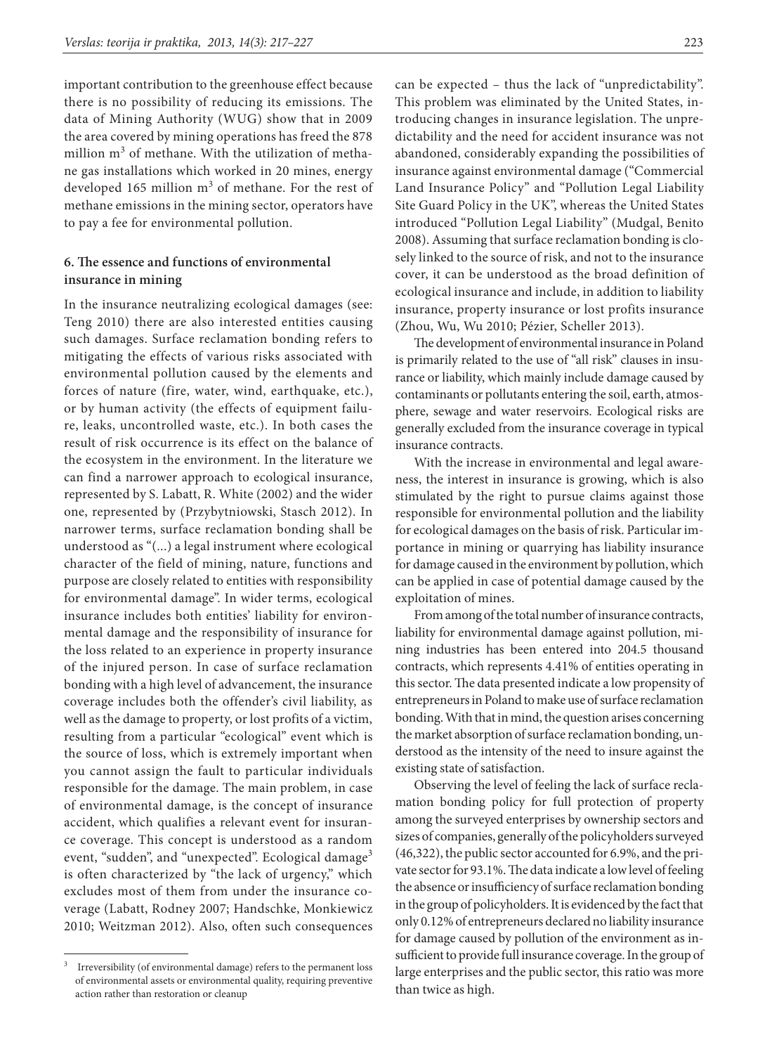important contribution to the greenhouse effect because there is no possibility of reducing its emissions. The data of Mining Authority (WUG) show that in 2009 the area covered by mining operations has freed the 878 million $m^3$ of methane. With the utilization of methane gas installations which worked in 20 mines, energy developed 165 million $m^3$ of methane. For the rest of methane emissions in the mining sector, operators have to pay a fee for environmental pollution.

## 6. The essence and functions of environmental insurance in mining

In the insurance neutralizing ecological damages (see: Teng 2010) there are also interested entities causing such damages. Surface reclamation bonding refers to mitigating the effects of various risks associated with environmental pollution caused by the elements and forces of nature (fire, water, wind, earthquake, etc.), or by human activity (the effects of equipment failure, leaks, uncontrolled waste, etc.). In both cases the result of risk occurrence is its effect on the balance of the ecosystem in the environment. In the literature we can find a narrower approach to ecological insurance, represented by S. Labatt, R. White (2002) and the wider one, represented by (Przybytniowski, Stasch 2012). In narrower terms, surface reclamation bonding shall be understood as "(...) a legal instrument where ecological character of the field of mining, nature, functions and purpose are closely related to entities with responsibility for environmental damage". In wider terms, ecological insurance includes both entities' liability for environmental damage and the responsibility of insurance for the loss related to an experience in property insurance of the injured person. In case of surface reclamation bonding with a high level of advancement, the insurance coverage includes both the offender's civil liability, as well as the damage to property, or lost profits of a victim, resulting from a particular "ecological" event which is the source of loss, which is extremely important when you cannot assign the fault to particular individuals responsible for the damage. The main problem, in case of environmental damage, is the concept of insurance accident, which qualifies a relevant event for insurance coverage. This concept is understood as a random event, "sudden", and "unexpected". Ecological damage[3] is often characterized by "the lack of urgency," which excludes most of them from under the insurance coverage (Labatt, Rodney 2007; Handschke, Monkiewicz 2010; Weitzman 2012). Also, often such consequences can be expected – thus the lack of "unpredictability". This problem was eliminated by the United States, introducing changes in insurance legislation. The unpredictability and the need for accident insurance was not abandoned, considerably expanding the possibilities of insurance against environmental damage ("Commercial Land Insurance Policy" and "Pollution Legal Liability Site Guard Policy in the UK", whereas the United States introduced "Pollution Legal Liability" (Mudgal, Benito 2008). Assuming that surface reclamation bonding is closely linked to the source of risk, and not to the insurance cover, it can be understood as the broad definition of ecological insurance and include, in addition to liability insurance, property insurance or lost profits insurance (Zhou, Wu, Wu 2010; Pézier, Scheller 2013).

The development of environmental insurance in Poland is primarily related to the use of "all risk" clauses in insurance or liability, which mainly include damage caused by contaminants or pollutants entering the soil, earth, atmosphere, sewage and water reservoirs. Ecological risks are generally excluded from the insurance coverage in typical insurance contracts.

With the increase in environmental and legal awareness, the interest in insurance is growing, which is also stimulated by the right to pursue claims against those responsible for environmental pollution and the liability for ecological damages on the basis of risk. Particular importance in mining or quarrying has liability insurance for damage caused in the environment by pollution, which can be applied in case of potential damage caused by the exploitation of mines.

From among of the total number of insurance contracts, liability for environmental damage against pollution, mining industries has been entered into 204.5 thousand contracts, which represents 4.41% of entities operating in this sector. The data presented indicate a low propensity of entrepreneurs in Poland to make use of surface reclamation bonding. With that in mind, the question arises concerning the market absorption of surface reclamation bonding, understood as the intensity of the need to insure against the existing state of satisfaction.

Observing the level of feeling the lack of surface reclamation bonding policy for full protection of property among the surveyed enterprises by ownership sectors and sizes of companies, generally of the policyholders surveyed (46,322), the public sector accounted for 6.9%, and the private sector for 93.1%. The data indicate a low level of feeling the absence or insufficiency of surface reclamation bonding in the group of policyholders. It is evidenced by the fact that only 0.12% of entrepreneurs declared no liability insurance for damage caused by pollution of the environment as insufficient to provide full insurance coverage. In the group of large enterprises and the public sector, this ratio was more than twice as high.

[3] Irreversibility (of environmental damage) refers to the permanent loss of environmental assets or environmental quality, requiring preventive action rather than restoration or cleanup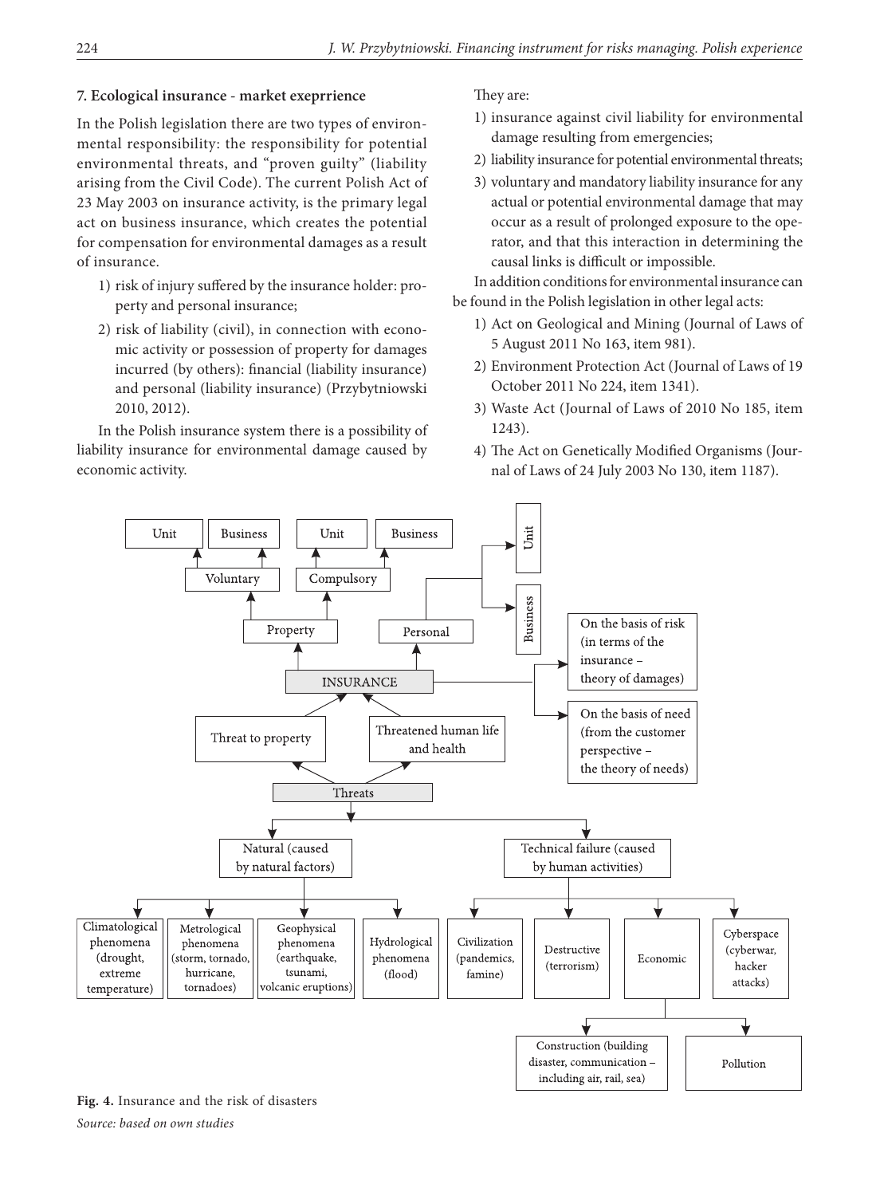## 7. Ecological insurance - market exeprrience

In the Polish legislation there are two types of environmental responsibility: the responsibility for potential environmental threats, and "proven guilty" (liability arising from the Civil Code). The current Polish Act of 23 May 2003 on insurance activity, is the primary legal act on business insurance, which creates the potential for compensation for environmental damages as a result of insurance.

1) risk of injury suffered by the insurance holder: property and personal insurance;
2) risk of liability (civil), in connection with economic activity or possession of property for damages incurred (by others): financial (liability insurance) and personal (liability insurance) (Przybytniowski 2010, 2012).

In the Polish insurance system there is a possibility of liability insurance for environmental damage caused by economic activity.

They are:

1) insurance against civil liability for environmental damage resulting from emergencies;
2) liability insurance for potential environmental threats;
3) voluntary and mandatory liability insurance for any actual or potential environmental damage that may occur as a result of prolonged exposure to the operator, and that this interaction in determining the causal links is difficult or impossible.

In addition conditions for environmental insurance can be found in the Polish legislation in other legal acts:

1) Act on Geological and Mining (Journal of Laws of 5 August 2011 No 163, item 981).
2) Environment Protection Act (Journal of Laws of 19 October 2011 No 224, item 1341).
3) Waste Act (Journal of Laws of 2010 No 185, item 1243).
4) The Act on Genetically Modified Organisms (Journal of Laws of 24 July 2003 No 130, item 1187).

**Fig. 4.** Insurance and the risk of disasters

*Source: based on own studies*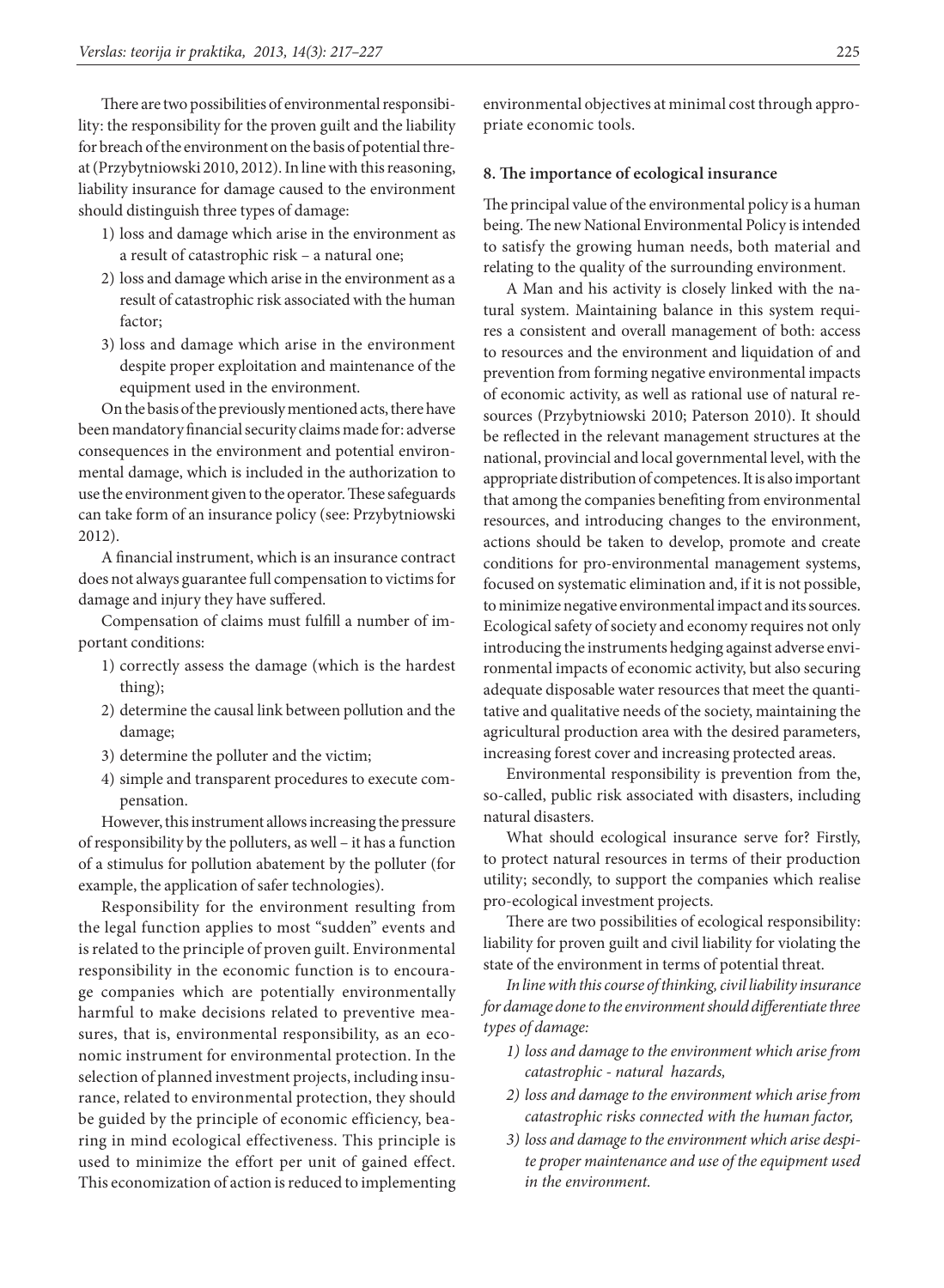There are two possibilities of environmental responsibility: the responsibility for the proven guilt and the liability for breach of the environment on the basis of potential threat (Przybytniowski 2010, 2012). In line with this reasoning, liability insurance for damage caused to the environment should distinguish three types of damage:

1) loss and damage which arise in the environment as a result of catastrophic risk – a natural one;
2) loss and damage which arise in the environment as a result of catastrophic risk associated with the human factor;
3) loss and damage which arise in the environment despite proper exploitation and maintenance of the equipment used in the environment.

On the basis of the previously mentioned acts, there have been mandatory financial security claims made for: adverse consequences in the environment and potential environmental damage, which is included in the authorization to use the environment given to the operator. These safeguards can take form of an insurance policy (see: Przybytniowski 2012).

A financial instrument, which is an insurance contract does not always guarantee full compensation to victims for damage and injury they have suffered.

Compensation of claims must fulfill a number of important conditions:

1) correctly assess the damage (which is the hardest thing);
2) determine the causal link between pollution and the damage;
3) determine the polluter and the victim;
4) simple and transparent procedures to execute compensation.

However, this instrument allows increasing the pressure of responsibility by the polluters, as well – it has a function of a stimulus for pollution abatement by the polluter (for example, the application of safer technologies).

Responsibility for the environment resulting from the legal function applies to most "sudden" events and is related to the principle of proven guilt. Environmental responsibility in the economic function is to encourage companies which are potentially environmentally harmful to make decisions related to preventive measures, that is, environmental responsibility, as an economic instrument for environmental protection. In the selection of planned investment projects, including insurance, related to environmental protection, they should be guided by the principle of economic efficiency, bearing in mind ecological effectiveness. This principle is used to minimize the effort per unit of gained effect. This economization of action is reduced to implementing environmental objectives at minimal cost through appropriate economic tools.

## 8. The importance of ecological insurance

The principal value of the environmental policy is a human being. The new National Environmental Policy is intended to satisfy the growing human needs, both material and relating to the quality of the surrounding environment.

A Man and his activity is closely linked with the natural system. Maintaining balance in this system requires a consistent and overall management of both: access to resources and the environment and liquidation of and prevention from forming negative environmental impacts of economic activity, as well as rational use of natural resources (Przybytniowski 2010; Paterson 2010). It should be reflected in the relevant management structures at the national, provincial and local governmental level, with the appropriate distribution of competences. It is also important that among the companies benefiting from environmental resources, and introducing changes to the environment, actions should be taken to develop, promote and create conditions for pro-environmental management systems, focused on systematic elimination and, if it is not possible, to minimize negative environmental impact and its sources. Ecological safety of society and economy requires not only introducing the instruments hedging against adverse environmental impacts of economic activity, but also securing adequate disposable water resources that meet the quantitative and qualitative needs of the society, maintaining the agricultural production area with the desired parameters, increasing forest cover and increasing protected areas.

Environmental responsibility is prevention from the, so-called, public risk associated with disasters, including natural disasters.

What should ecological insurance serve for? Firstly, to protect natural resources in terms of their production utility; secondly, to support the companies which realise pro-ecological investment projects.

There are two possibilities of ecological responsibility: liability for proven guilt and civil liability for violating the state of the environment in terms of potential threat.

*In line with this course of thinking, civil liability insurance for damage done to the environment should differentiate three types of damage:*

1) *loss and damage to the environment which arise from catastrophic - natural hazards,*
2) *loss and damage to the environment which arise from catastrophic risks connected with the human factor,*
3) *loss and damage to the environment which arise despite proper maintenance and use of the equipment used in the environment.*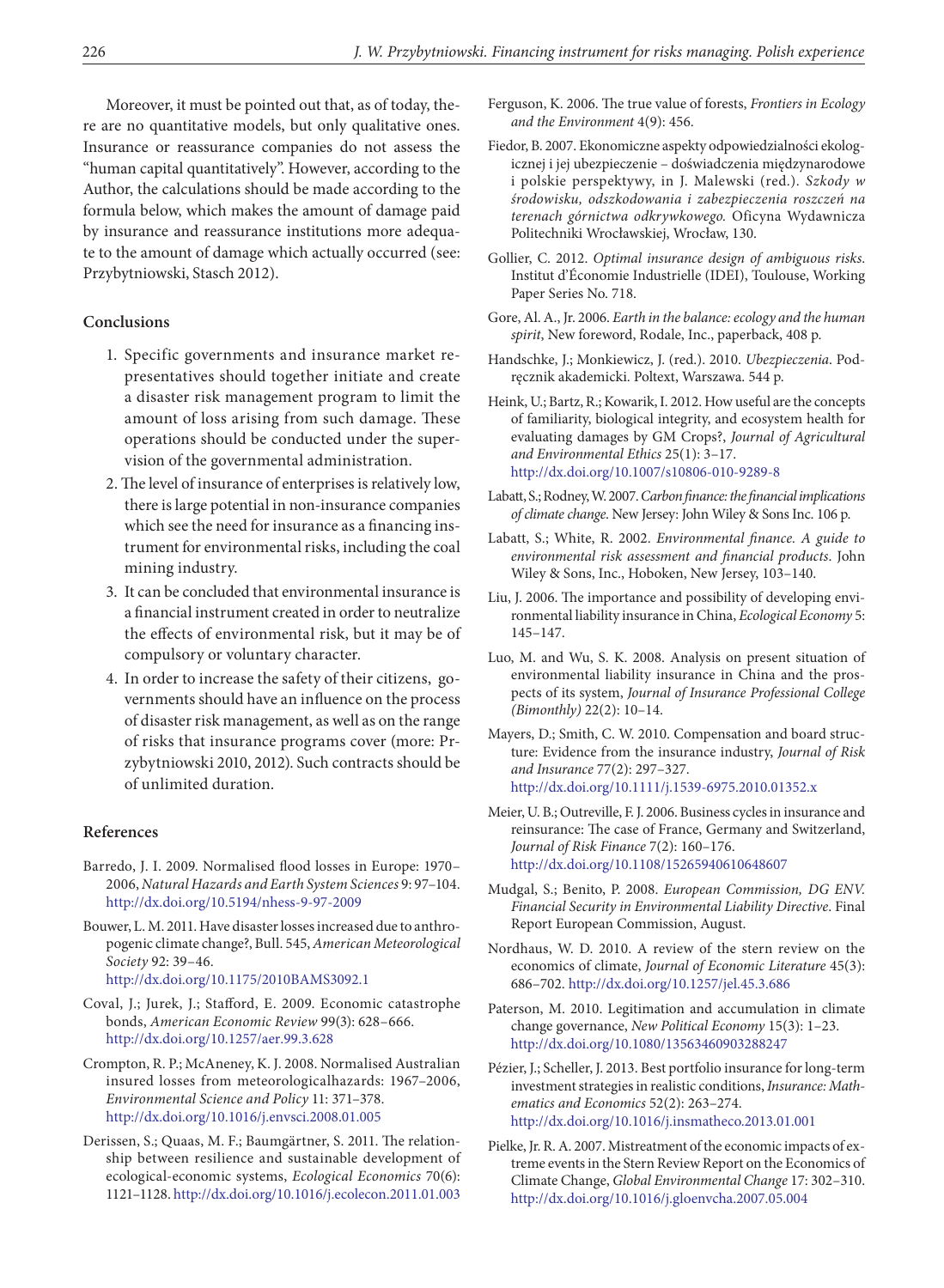Moreover, it must be pointed out that, as of today, there are no quantitative models, but only qualitative ones. Insurance or reassurance companies do not assess the "human capital quantitatively". However, according to the Author, the calculations should be made according to the formula below, which makes the amount of damage paid by insurance and reassurance institutions more adequate to the amount of damage which actually occurred (see: Przybytniowski, Stasch 2012).

## Conclusions

1. Specific governments and insurance market representatives should together initiate and create a disaster risk management program to limit the amount of loss arising from such damage. These operations should be conducted under the supervision of the governmental administration.
2. The level of insurance of enterprises is relatively low, there is large potential in non-insurance companies which see the need for insurance as a financing instrument for environmental risks, including the coal mining industry.
3. It can be concluded that environmental insurance is a financial instrument created in order to neutralize the effects of environmental risk, but it may be of compulsory or voluntary character.
4. In order to increase the safety of their citizens, governments should have an influence on the process of disaster risk management, as well as on the range of risks that insurance programs cover (more: Przybytniowski 2010, 2012). Such contracts should be of unlimited duration.

## References

Barredo, J. I. 2009. Normalised flood losses in Europe: 1970–2006, *Natural Hazards and Earth System Sciences* 9: 97–104. http://dx.doi.org/10.5194/nhess-9-97-2009

Bouwer, L. M. 2011. Have disaster losses increased due to anthropogenic climate change?, Bull. 545, *American Meteorological Society* 92: 39–46. http://dx.doi.org/10.1175/2010BAMS3092.1

Coval, J.; Jurek, J.; Stafford, E. 2009. Economic catastrophe bonds, *American Economic Review* 99(3): 628–666. http://dx.doi.org/10.1257/aer.99.3.628

Crompton, R. P.; McAneney, K. J. 2008. Normalised Australian insured losses from meteorologicalhazards: 1967–2006, *Environmental Science and Policy* 11: 371–378. http://dx.doi.org/10.1016/j.envsci.2008.01.005

Derissen, S.; Quaas, M. F.; Baumgärtner, S. 2011. The relationship between resilience and sustainable development of ecological-economic systems, *Ecological Economics* 70(6): 1121–1128. http://dx.doi.org/10.1016/j.ecolecon.2011.01.003

Ferguson, K. 2006. The true value of forests, *Frontiers in Ecology and the Environment* 4(9): 456.

Fiedor, B. 2007. Ekonomiczne aspekty odpowiedzialności ekologicznej i jej ubezpieczenie – doświadczenia międzynarodowe i polskie perspektywy, in J. Malewski (red.). *Szkody w środowisku, odszkodowania i zabezpieczenia roszczeń na terenach górnictwa odkrywkowego.* Oficyna Wydawnicza Politechniki Wrocławskiej, Wrocław, 130.

Gollier, C. 2012. *Optimal insurance design of ambiguous risks*. Institut d'Économie Industrielle (IDEI), Toulouse, Working Paper Series No. 718.

Gore, Al. A., Jr. 2006. *Earth in the balance: ecology and the human spirit*, New foreword, Rodale, Inc., paperback, 408 p.

Handschke, J.; Monkiewicz, J. (red.). 2010. *Ubezpieczenia*. Podręcznik akademicki. Poltext, Warszawa. 544 p.

Heink, U.; Bartz, R.; Kowarik, I. 2012. How useful are the concepts of familiarity, biological integrity, and ecosystem health for evaluating damages by GM Crops?, *Journal of Agricultural and Environmental Ethics* 25(1): 3–17. http://dx.doi.org/10.1007/s10806-010-9289-8

Labatt, S.; Rodney, W. 2007. *Carbon finance: the financial implications of climate change*. New Jersey: John Wiley & Sons Inc. 106 p.

Labatt, S.; White, R. 2002. *Environmental finance. A guide to environmental risk assessment and financial products*. John Wiley & Sons, Inc., Hoboken, New Jersey, 103–140.

Liu, J. 2006. The importance and possibility of developing environmental liability insurance in China, *Ecological Economy* 5: 145–147.

Luo, M. and Wu, S. K. 2008. Analysis on present situation of environmental liability insurance in China and the prospects of its system, *Journal of Insurance Professional College (Bimonthly)* 22(2): 10–14.

Mayers, D.; Smith, C. W. 2010. Compensation and board structure: Evidence from the insurance industry, *Journal of Risk and Insurance* 77(2): 297–327. http://dx.doi.org/10.1111/j.1539-6975.2010.01352.x

Meier, U. B.; Outreville, F. J. 2006. Business cycles in insurance and reinsurance: The case of France, Germany and Switzerland, *Journal of Risk Finance* 7(2): 160–176. http://dx.doi.org/10.1108/15265940610648607

Mudgal, S.; Benito, P. 2008. *European Commission, DG ENV. Financial Security in Environmental Liability Directive*. Final Report European Commission, August.

Nordhaus, W. D. 2010. A review of the stern review on the economics of climate, *Journal of Economic Literature* 45(3): 686–702. http://dx.doi.org/10.1257/jel.45.3.686

Paterson, M. 2010. Legitimation and accumulation in climate change governance, *New Political Economy* 15(3): 1–23. http://dx.doi.org/10.1080/13563460903288247

Pézier, J.; Scheller, J. 2013. Best portfolio insurance for long-term investment strategies in realistic conditions, *Insurance: Mathematics and Economics* 52(2): 263–274. http://dx.doi.org/10.1016/j.insmatheco.2013.01.001

Pielke, Jr. R. A. 2007. Mistreatment of the economic impacts of extreme events in the Stern Review Report on the Economics of Climate Change, *Global Environmental Change* 17: 302–310. http://dx.doi.org/10.1016/j.gloenvcha.2007.05.004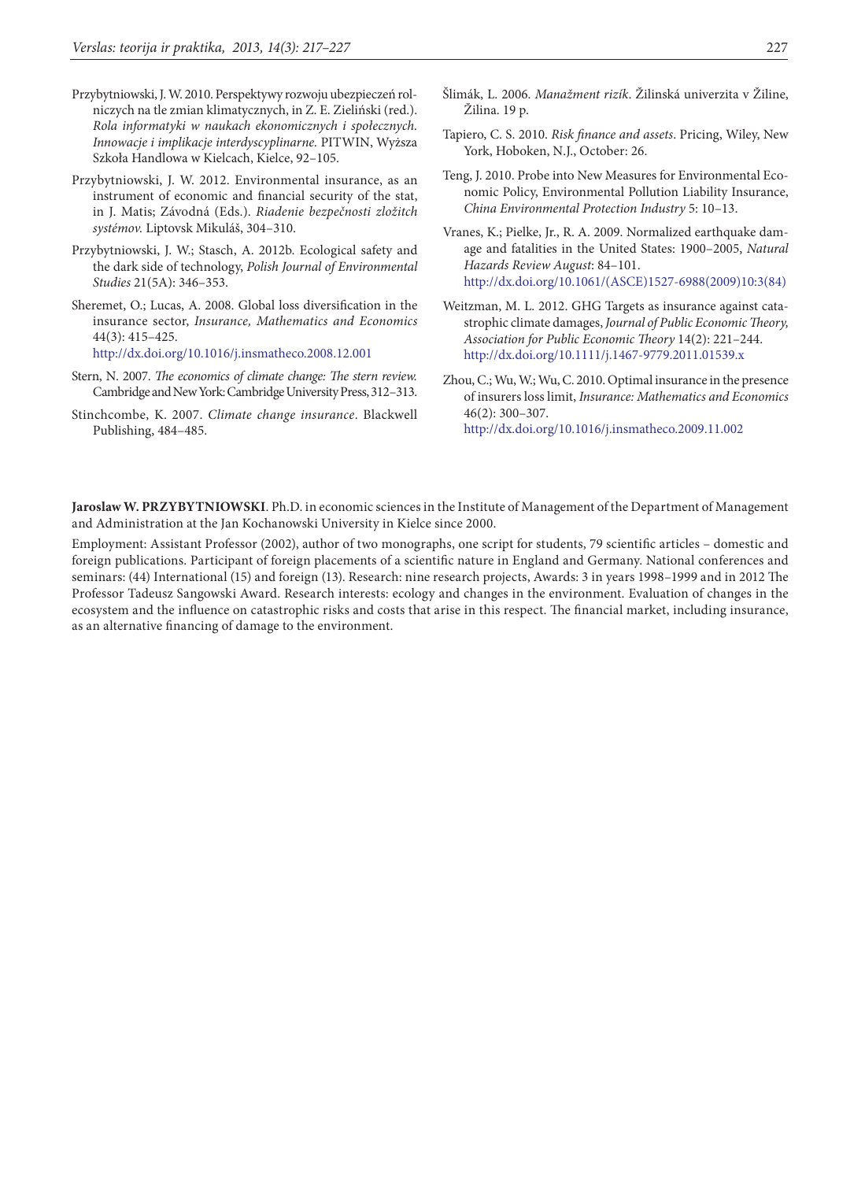Przybytniowski, J. W. 2010. Perspektywy rozwoju ubezpieczeń rolniczych na tle zmian klimatycznych, in Z. E. Zieliński (red.). *Rola informatyki w naukach ekonomicznych i społecznych. Innowacje i implikacje interdyscyplinarne*. PITWIN, Wyższa Szkoła Handlowa w Kielcach, Kielce, 92–105.

Przybytniowski, J. W. 2012. Environmental insurance, as an instrument of economic and financial security of the stat, in J. Matis; Závodná (Eds.). *Riadenie bezpečnosti zložitch systémov.* Liptovsk Mikuláš, 304–310.

Przybytniowski, J. W.; Stasch, A. 2012b. Ecological safety and the dark side of technology, *Polish Journal of Environmental Studies* 21(5A): 346–353.

Sheremet, O.; Lucas, A. 2008. Global loss diversification in the insurance sector, *Insurance, Mathematics and Economics* 44(3): 415–425. http://dx.doi.org/10.1016/j.insmatheco.2008.12.001

Stern, N. 2007. *The economics of climate change: The stern review.* Cambridge and New York: Cambridge University Press, 312–313.

Stinchcombe, K. 2007. *Climate change insurance*. Blackwell Publishing, 484–485.

Šlimák, L. 2006. *Manažment rizík*. Žilinská univerzita v Žiline, Žilina. 19 p.

Tapiero, C. S. 2010. *Risk finance and assets*. Pricing, Wiley, New York, Hoboken, N.J., October: 26.

Teng, J. 2010. Probe into New Measures for Environmental Economic Policy, Environmental Pollution Liability Insurance, *China Environmental Protection Industry* 5: 10–13.

Vranes, K.; Pielke, Jr., R. A. 2009. Normalized earthquake damage and fatalities in the United States: 1900–2005, *Natural Hazards Review August*: 84–101. http://dx.doi.org/10.1061/(ASCE)1527-6988(2009)10:3(84)

Weitzman, M. L. 2012. GHG Targets as insurance against catastrophic climate damages, *Journal of Public Economic Theory, Association for Public Economic Theory* 14(2): 221–244. http://dx.doi.org/10.1111/j.1467-9779.2011.01539.x

Zhou, C.; Wu, W.; Wu, C. 2010. Optimal insurance in the presence of insurers loss limit, *Insurance: Mathematics and Economics* 46(2): 300–307. http://dx.doi.org/10.1016/j.insmatheco.2009.11.002

**Jaroslaw W. PRZYBYTNIOWSKI**. Ph.D. in economic sciences in the Institute of Management of the Department of Management and Administration at the Jan Kochanowski University in Kielce since 2000.

Employment: Assistant Professor (2002), author of two monographs, one script for students, 79 scientific articles – domestic and foreign publications. Participant of foreign placements of a scientific nature in England and Germany. National conferences and seminars: (44) International (15) and foreign (13). Research: nine research projects, Awards: 3 in years 1998–1999 and in 2012 The Professor Tadeusz Sangowski Award. Research interests: ecology and changes in the environment. Evaluation of changes in the ecosystem and the influence on catastrophic risks and costs that arise in this respect. The financial market, including insurance, as an alternative financing of damage to the environment.